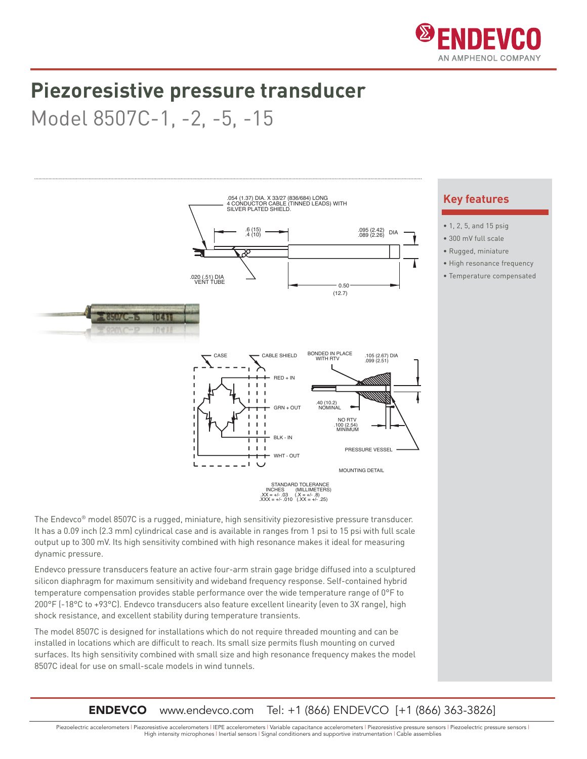# Piezoresistive pressure transducer

## Model 8507C-1, -2, -5, -15

.054 (1.37) DIA. X 33/27 (836/684) LONG
4 CONDUCTOR CABLE (TINNED LEADS) WITH
SILVER PLATED SHIELD.

.6 (15)
.4 (10)

.095 (2.42)
.089 (2.26) DIA

.020 (.51) DIA
VENT TUBE

0.50
(12.7)

CASE

CABLE SHIELD

RED + IN

GRN + OUT

BLK - IN

WHT - OUT

BONDED IN PLACE
WITH RTV

.105 (2.67) DIA
.099 (2.51)

.40 (10.2)
NOMINAL

NO RTV
.100 (2.54)
MINIMUM

PRESSURE VESSEL

MOUNTING DETAIL

STANDARD TOLERANCE
INCHES (MILLIMETERS)
.XX = +/- .03 (.X = +/- .8)
.XXX = +/- .010 (.XX = +/- .25)

The Endevco® model 8507C is a rugged, miniature, high sensitivity piezoresistive pressure transducer. It has a 0.09 inch (2.3 mm) cylindrical case and is available in ranges from 1 psi to 15 psi with full scale output up to 300 mV. Its high sensitivity combined with high resonance makes it ideal for measuring dynamic pressure.

Endevco pressure transducers feature an active four-arm strain gage bridge diffused into a sculptured silicon diaphragm for maximum sensitivity and wideband frequency response. Self-contained hybrid temperature compensation provides stable performance over the wide temperature range of 0°F to 200°F (-18°C to +93°C). Endevco transducers also feature excellent linearity (even to 3X range), high shock resistance, and excellent stability during temperature transients.

The model 8507C is designed for installations which do not require threaded mounting and can be installed in locations which are difficult to reach. Its small size permits flush mounting on curved surfaces. Its high sensitivity combined with small size and high resonance frequency makes the model 8507C ideal for use on small-scale models in wind tunnels.

## Key features

- 1, 2, 5, and 15 psig
- 300 mV full scale
- Rugged, miniature
- High resonance frequency
- Temperature compensated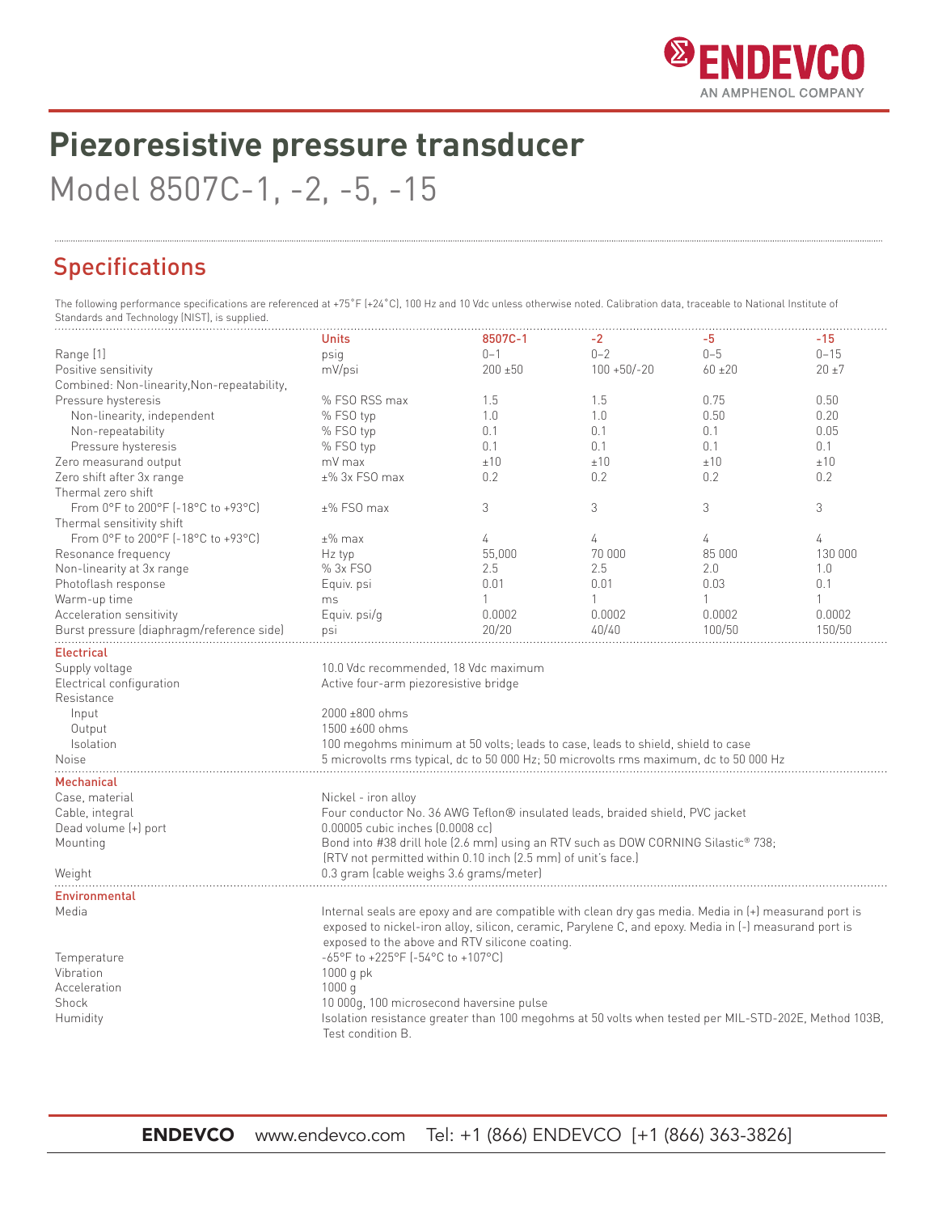# Piezoresistive pressure transducer

Model 8507C-1, -2, -5, -15

## Specifications

The following performance specifications are referenced at +75˚F (+24˚C), 100 Hz and 10 Vdc unless otherwise noted. Calibration data, traceable to National Institute of Standards and Technology (NIST), is supplied.

| | Units | 8507C-1 | -2 | -5 | -15 |
|---|---|---|---|---|---|
| Range [1] | psig | 0–1 | 0–2 | 0–5 | 0–15 |
| Positive sensitivity | mV/psi | 200 ±50 | 100 +50/-20 | 60 ±20 | 20 ±7 |
| Combined: Non-linearity,Non-repeatability, Pressure hysteresis | % FSO RSS max | 1.5 | 1.5 | 0.75 | 0.50 |
| Non-linearity, independent | % FSO typ | 1.0 | 1.0 | 0.50 | 0.20 |
| Non-repeatability | % FSO typ | 0.1 | 0.1 | 0.1 | 0.05 |
| Pressure hysteresis | % FSO typ | 0.1 | 0.1 | 0.1 | 0.1 |
| Zero measurand output | mV max | ±10 | ±10 | ±10 | ±10 |
| Zero shift after 3x range | ±% 3x FSO max | 0.2 | 0.2 | 0.2 | 0.2 |
| Thermal zero shift From 0°F to 200°F (-18°C to +93°C) | ±% FSO max | 3 | 3 | 3 | 3 |
| Thermal sensitivity shift From 0°F to 200°F (-18°C to +93°C) | ±% max | 4 | 4 | 4 | 4 |
| Resonance frequency | Hz typ | 55,000 | 70 000 | 85 000 | 130 000 |
| Non-linearity at 3x range | % 3x FSO | 2.5 | 2.5 | 2.0 | 1.0 |
| Photoflash response | Equiv. psi | 0.01 | 0.01 | 0.03 | 0.1 |
| Warm-up time | ms | 1 | 1 | 1 | 1 |
| Acceleration sensitivity | Equiv. psi/g | 0.0002 | 0.0002 | 0.0002 | 0.0002 |
| Burst pressure (diaphragm/reference side) | psi | 20/20 | 40/40 | 100/50 | 150/50 |

### Electrical

| | |
|---|---|
| Supply voltage | 10.0 Vdc recommended, 18 Vdc maximum |
| Electrical configuration | Active four-arm piezoresistive bridge |
| Resistance | |
| Input | 2000 ±800 ohms |
| Output | 1500 ±600 ohms |
| Isolation | 100 megohms minimum at 50 volts; leads to case, leads to shield, shield to case |
| Noise | 5 microvolts rms typical, dc to 50 000 Hz; 50 microvolts rms maximum, dc to 50 000 Hz |

### Mechanical

| | |
|---|---|
| Case, material | Nickel - iron alloy |
| Cable, integral | Four conductor No. 36 AWG Teflon® insulated leads, braided shield, PVC jacket |
| Dead volume (+) port | 0.00005 cubic inches (0.0008 cc) |
| Mounting | Bond into #38 drill hole (2.6 mm) using an RTV such as DOW CORNING Silastic® 738; (RTV not permitted within 0.10 inch (2.5 mm) of unit's face.) |
| Weight | 0.3 gram (cable weighs 3.6 grams/meter) |

### Environmental

| | |
|---|---|
| Media | Internal seals are epoxy and are compatible with clean dry gas media. Media in (+) measurand port is exposed to nickel-iron alloy, silicon, ceramic, Parylene C, and epoxy. Media in (-) measurand port is exposed to the above and RTV silicone coating. |
| Temperature | -65°F to +225°F (-54°C to +107°C) |
| Vibration | 1000 g pk |
| Acceleration | 1000 g |
| Shock | 10 000g, 100 microsecond haversine pulse |
| Humidity | Isolation resistance greater than 100 megohms at 50 volts when tested per MIL-STD-202E, Method 103B, Test condition B. |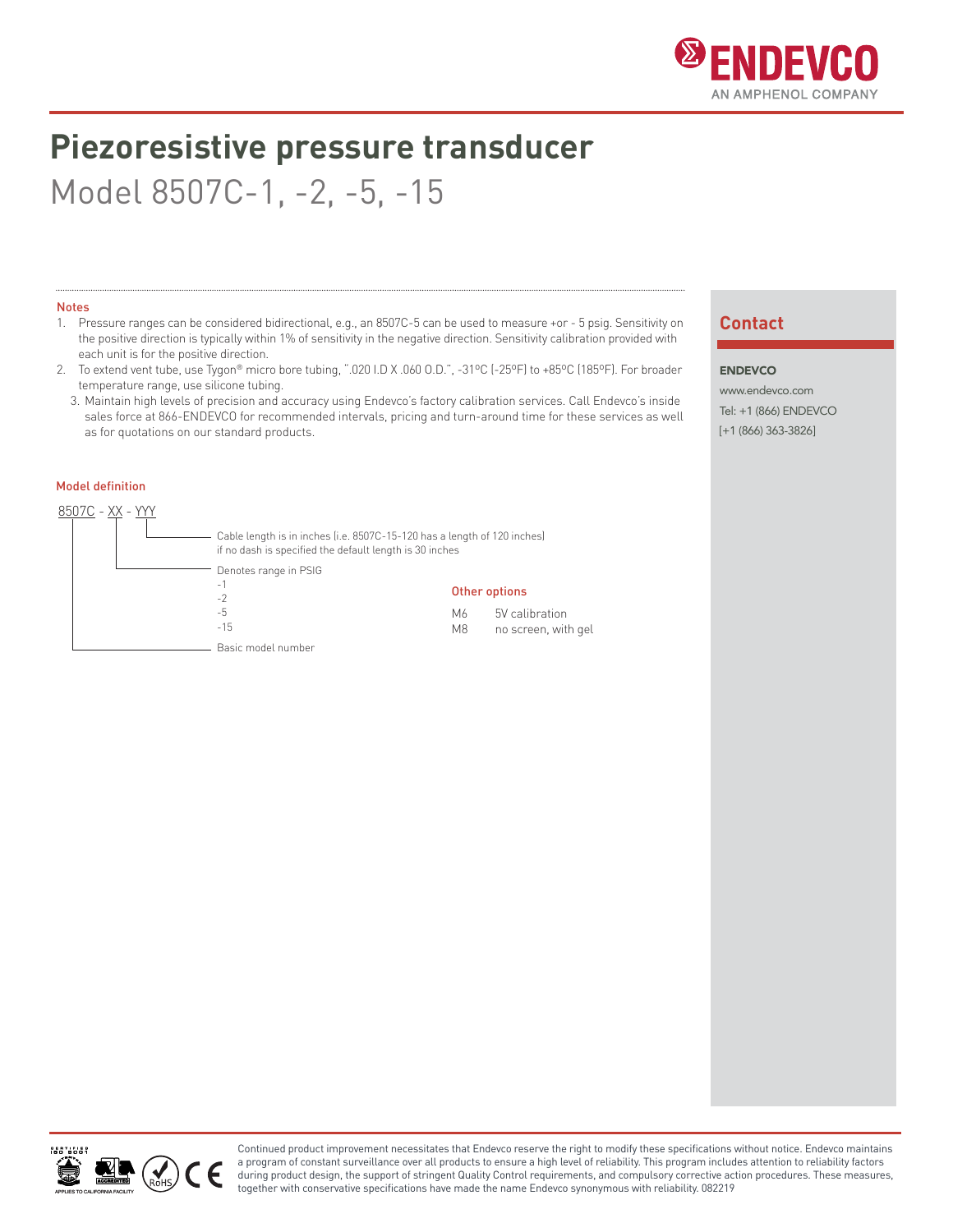# Piezoresistive pressure transducer

## Model 8507C-1, -2, -5, -15

### Notes

1. Pressure ranges can be considered bidirectional, e.g., an 8507C-5 can be used to measure +or - 5 psig. Sensitivity on the positive direction is typically within 1% of sensitivity in the negative direction. Sensitivity calibration provided with each unit is for the positive direction.
2. To extend vent tube, use Tygon® micro bore tubing, ".020 I.D X .060 O.D.", -31ºC (-25ºF) to +85ºC (185ºF). For broader temperature range, use silicone tubing.
3. Maintain high levels of precision and accuracy using Endevco's factory calibration services. Call Endevco's inside sales force at 866-ENDEVCO for recommended intervals, pricing and turn-around time for these services as well as for quotations on our standard products.

### Model definition

8507C - XX - YYY

- YYY: Cable length is in inches (i.e. 8507C-15-120 has a length of 120 inches) if no dash is specified the default length is 30 inches
- XX: Denotes range in PSIG
  - -1
  - -2
  - -5
  - -15
- 8507C: Basic model number

### Other options

| | |
|---|---|
| M6 | 5V calibration |
| M8 | no screen, with gel |

## Contact

**ENDEVCO**

www.endevco.com

Tel: +1 (866) ENDEVCO

[+1 (866) 363-3826]

Continued product improvement necessitates that Endevco reserve the right to modify these specifications without notice. Endevco maintains a program of constant surveillance over all products to ensure a high level of reliability. This program includes attention to reliability factors during product design, the support of stringent Quality Control requirements, and compulsory corrective action procedures. These measures, together with conservative specifications have made the name Endevco synonymous with reliability. 082219